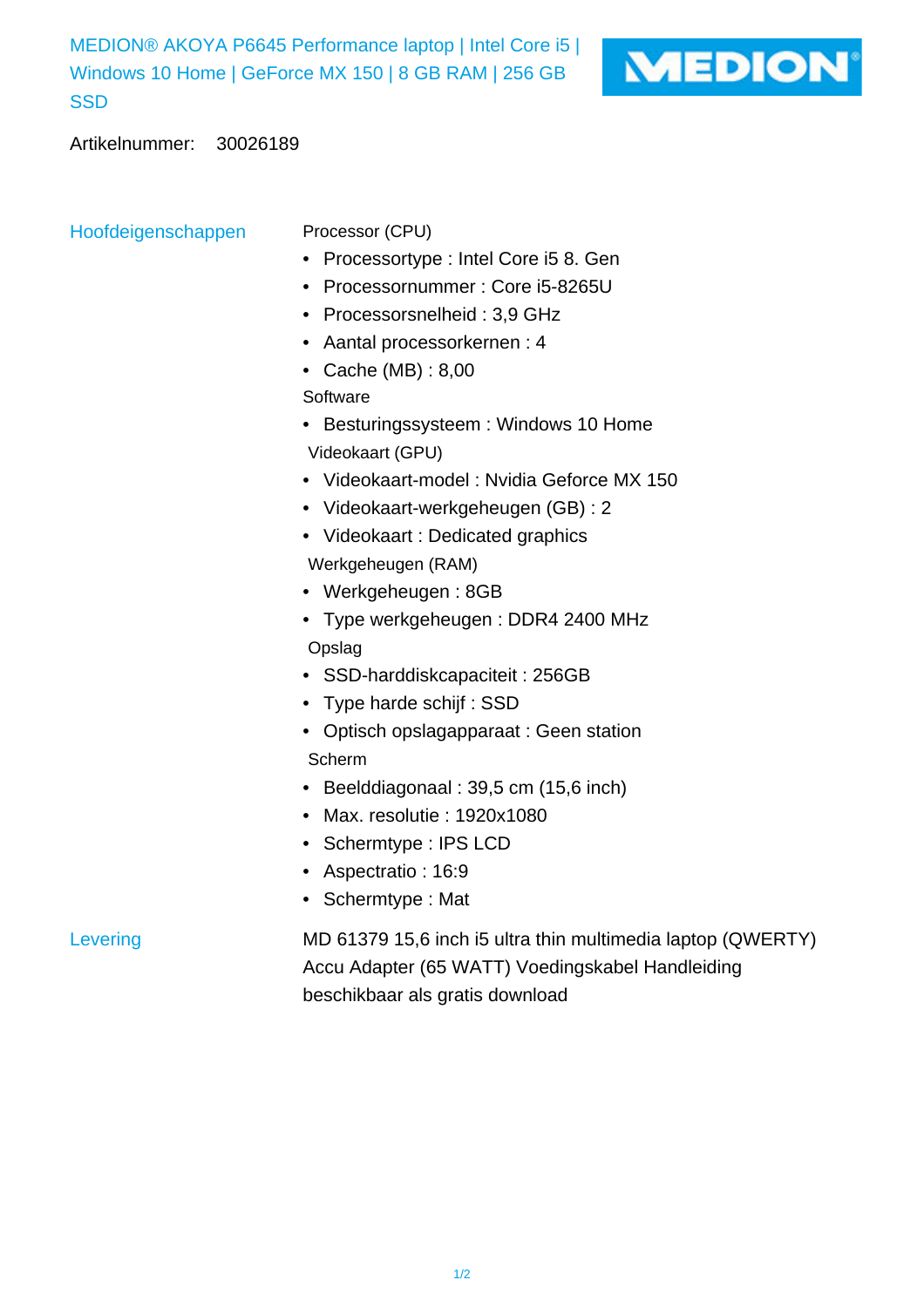# MEDION® AKOYA P6645 Performance laptop | Intel Core i5 | Windows 10 Home | GeForce MX 150 | 8 GB RAM | 256 GB SSD

MEDION

Artikelnummer: 30026189

## Hoofdeigenschappen

Processor (CPU)

- Processortype : Intel Core i5 8. Gen
- Processornummer : Core i5-8265U
- Processorsnelheid : 3,9 GHz
- Aantal processorkernen : 4
- Cache (MB) : 8,00

Software

- Besturingssysteem : Windows 10 Home

Videokaart (GPU)

- Videokaart-model : Nvidia Geforce MX 150
- Videokaart-werkgeheugen (GB) : 2
- Videokaart : Dedicated graphics

Werkgeheugen (RAM)

- Werkgeheugen : 8GB
- Type werkgeheugen : DDR4 2400 MHz

Opslag

- SSD-harddiskcapaciteit : 256GB
- Type harde schijf : SSD
- Optisch opslagapparaat : Geen station

Scherm

- Beelddiagonaal : 39,5 cm (15,6 inch)
- Max. resolutie : 1920x1080
- Schermtype : IPS LCD
- Aspectratio : 16:9
- Schermtype : Mat

## Levering

MD 61379 15,6 inch i5 ultra thin multimedia laptop (QWERTY) Accu Adapter (65 WATT) Voedingskabel Handleiding beschikbaar als gratis download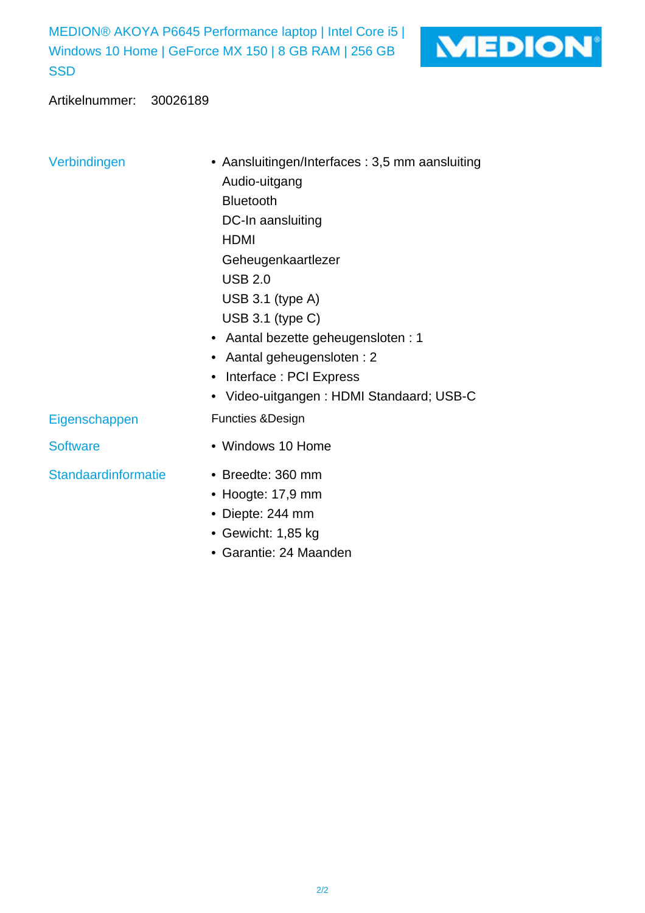# MEDION® AKOYA P6645 Performance laptop | Intel Core i5 | Windows 10 Home | GeForce MX 150 | 8 GB RAM | 256 GB SSD

Artikelnummer: 30026189

| | |
|---|---|
| Verbindingen | • Aansluitingen/Interfaces : 3,5 mm aansluiting<br>Audio-uitgang<br>Bluetooth<br>DC-In aansluiting<br>HDMI<br>Geheugenkaartlezer<br>USB 2.0<br>USB 3.1 (type A)<br>USB 3.1 (type C)<br>• Aantal bezette geheugensloten : 1<br>• Aantal geheugensloten : 2<br>• Interface : PCI Express<br>• Video-uitgangen : HDMI Standaard; USB-C |
| Eigenschappen | Functies &Design |
| Software | • Windows 10 Home |
| Standaardinformatie | • Breedte: 360 mm<br>• Hoogte: 17,9 mm<br>• Diepte: 244 mm<br>• Gewicht: 1,85 kg<br>• Garantie: 24 Maanden |